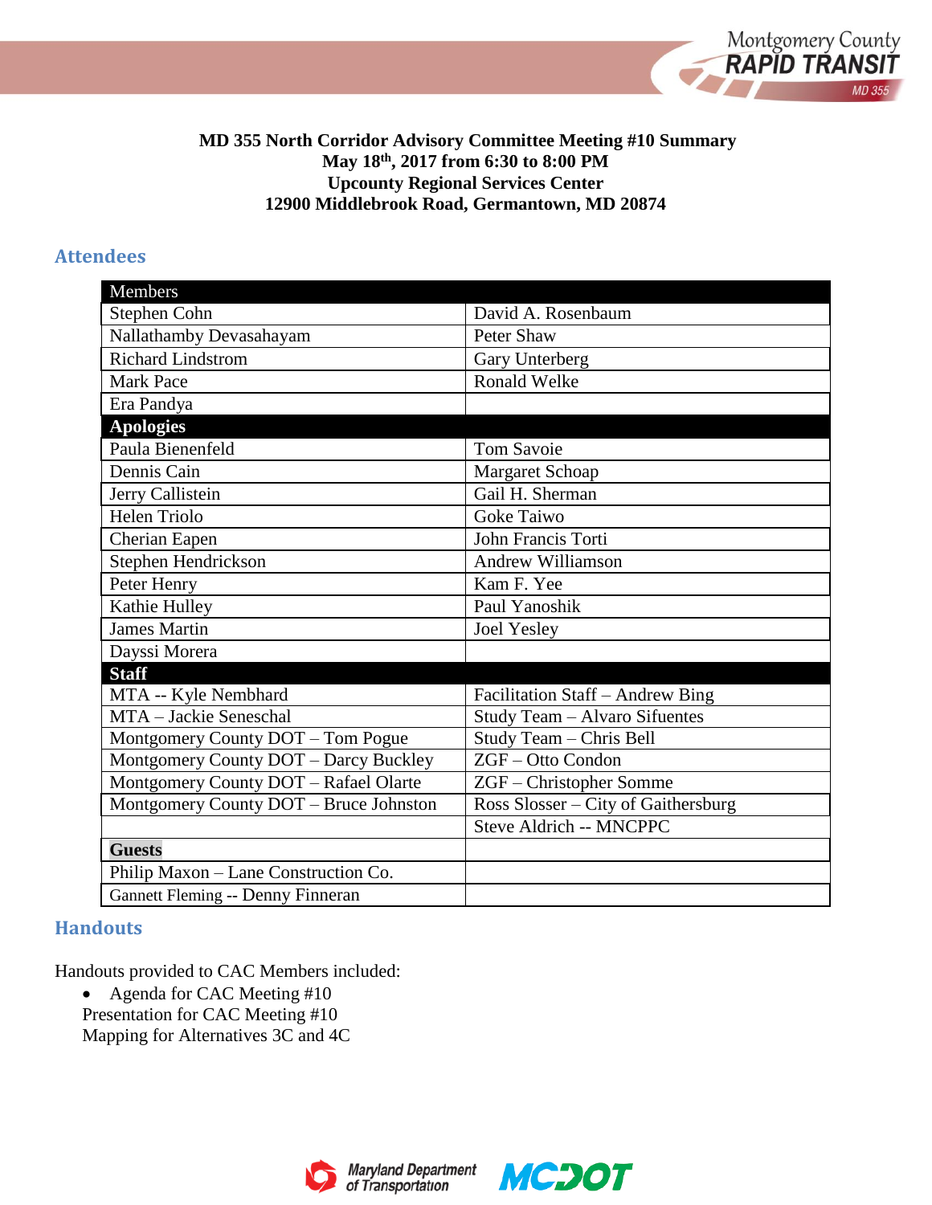**MD 355 North Corridor Advisory Committee Meeting #10 Summary**
**May 18th, 2017 from 6:30 to 8:00 PM**
**Upcounty Regional Services Center**
**12900 Middlebrook Road, Germantown, MD 20874**

## Attendees

| Members | |
|---|---|
| Stephen Cohn | David A. Rosenbaum |
| Nallathamby Devasahayam | Peter Shaw |
| Richard Lindstrom | Gary Unterberg |
| Mark Pace | Ronald Welke |
| Era Pandya | |
| **Apologies** | |
| Paula Bienenfeld | Tom Savoie |
| Dennis Cain | Margaret Schoap |
| Jerry Callistein | Gail H. Sherman |
| Helen Triolo | Goke Taiwo |
| Cherian Eapen | John Francis Torti |
| Stephen Hendrickson | Andrew Williamson |
| Peter Henry | Kam F. Yee |
| Kathie Hulley | Paul Yanoshik |
| James Martin | Joel Yesley |
| Dayssi Morera | |
| **Staff** | |
| MTA -- Kyle Nembhard | Facilitation Staff – Andrew Bing |
| MTA – Jackie Seneschal | Study Team – Alvaro Sifuentes |
| Montgomery County DOT – Tom Pogue | Study Team – Chris Bell |
| Montgomery County DOT – Darcy Buckley | ZGF – Otto Condon |
| Montgomery County DOT – Rafael Olarte | ZGF – Christopher Somme |
| Montgomery County DOT – Bruce Johnston | Ross Slosser – City of Gaithersburg |
| | Steve Aldrich -- MNCPPC |
| **Guests** | |
| Philip Maxon – Lane Construction Co. | |
| Gannett Fleming -- Denny Finneran | |

## Handouts

Handouts provided to CAC Members included:

- Agenda for CAC Meeting #10
  Presentation for CAC Meeting #10
  Mapping for Alternatives 3C and 4C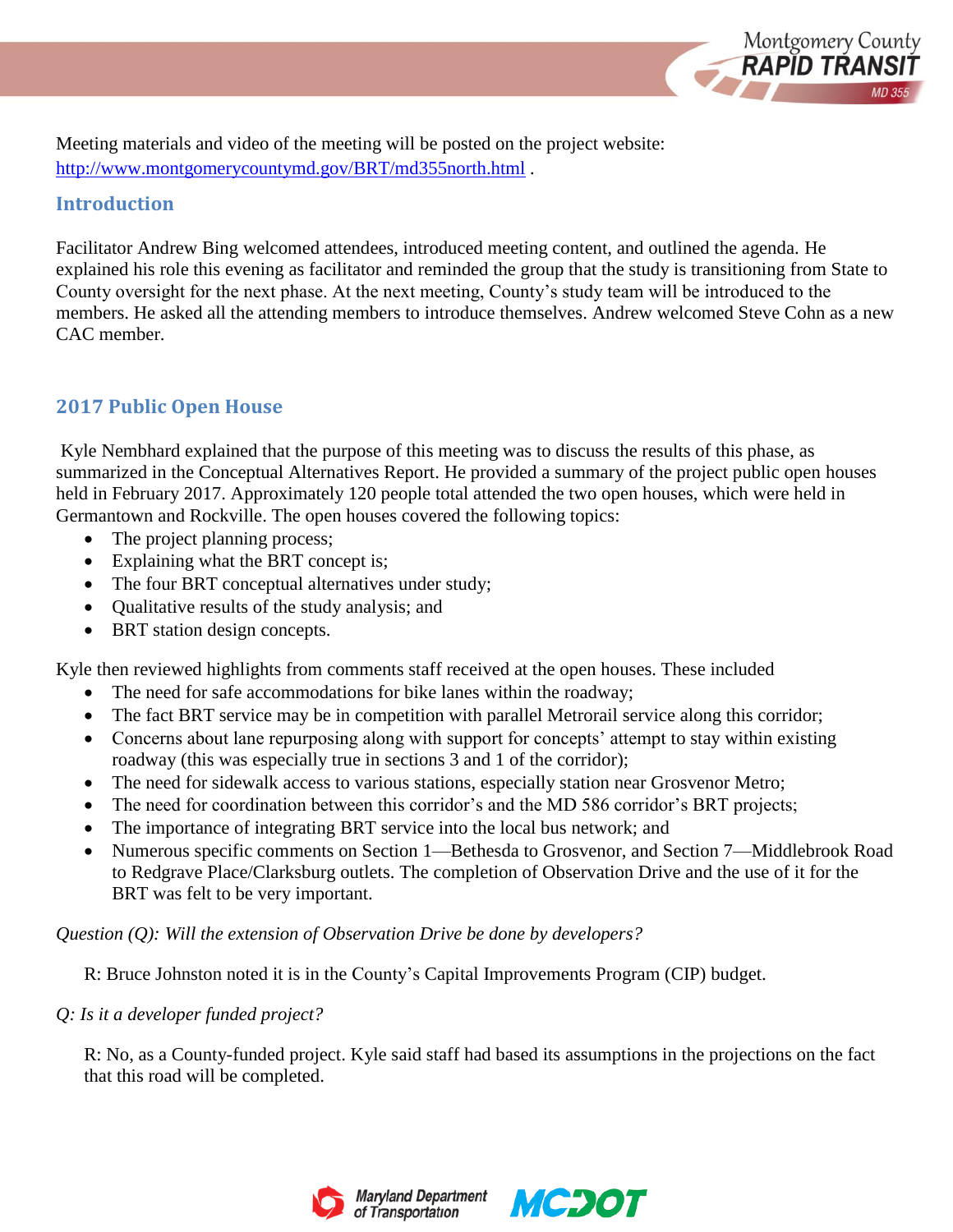Meeting materials and video of the meeting will be posted on the project website: http://www.montgomerycountymd.gov/BRT/md355north.html .

## Introduction

Facilitator Andrew Bing welcomed attendees, introduced meeting content, and outlined the agenda. He explained his role this evening as facilitator and reminded the group that the study is transitioning from State to County oversight for the next phase. At the next meeting, County's study team will be introduced to the members. He asked all the attending members to introduce themselves. Andrew welcomed Steve Cohn as a new CAC member.

## 2017 Public Open House

Kyle Nembhard explained that the purpose of this meeting was to discuss the results of this phase, as summarized in the Conceptual Alternatives Report. He provided a summary of the project public open houses held in February 2017. Approximately 120 people total attended the two open houses, which were held in Germantown and Rockville. The open houses covered the following topics:

- The project planning process;
- Explaining what the BRT concept is;
- The four BRT conceptual alternatives under study;
- Qualitative results of the study analysis; and
- BRT station design concepts.

Kyle then reviewed highlights from comments staff received at the open houses. These included

- The need for safe accommodations for bike lanes within the roadway;
- The fact BRT service may be in competition with parallel Metrorail service along this corridor;
- Concerns about lane repurposing along with support for concepts' attempt to stay within existing roadway (this was especially true in sections 3 and 1 of the corridor);
- The need for sidewalk access to various stations, especially station near Grosvenor Metro;
- The need for coordination between this corridor's and the MD 586 corridor's BRT projects;
- The importance of integrating BRT service into the local bus network; and
- Numerous specific comments on Section 1—Bethesda to Grosvenor, and Section 7—Middlebrook Road to Redgrave Place/Clarksburg outlets. The completion of Observation Drive and the use of it for the BRT was felt to be very important.

*Question (Q): Will the extension of Observation Drive be done by developers?*

R: Bruce Johnston noted it is in the County's Capital Improvements Program (CIP) budget.

*Q: Is it a developer funded project?*

R: No, as a County-funded project. Kyle said staff had based its assumptions in the projections on the fact that this road will be completed.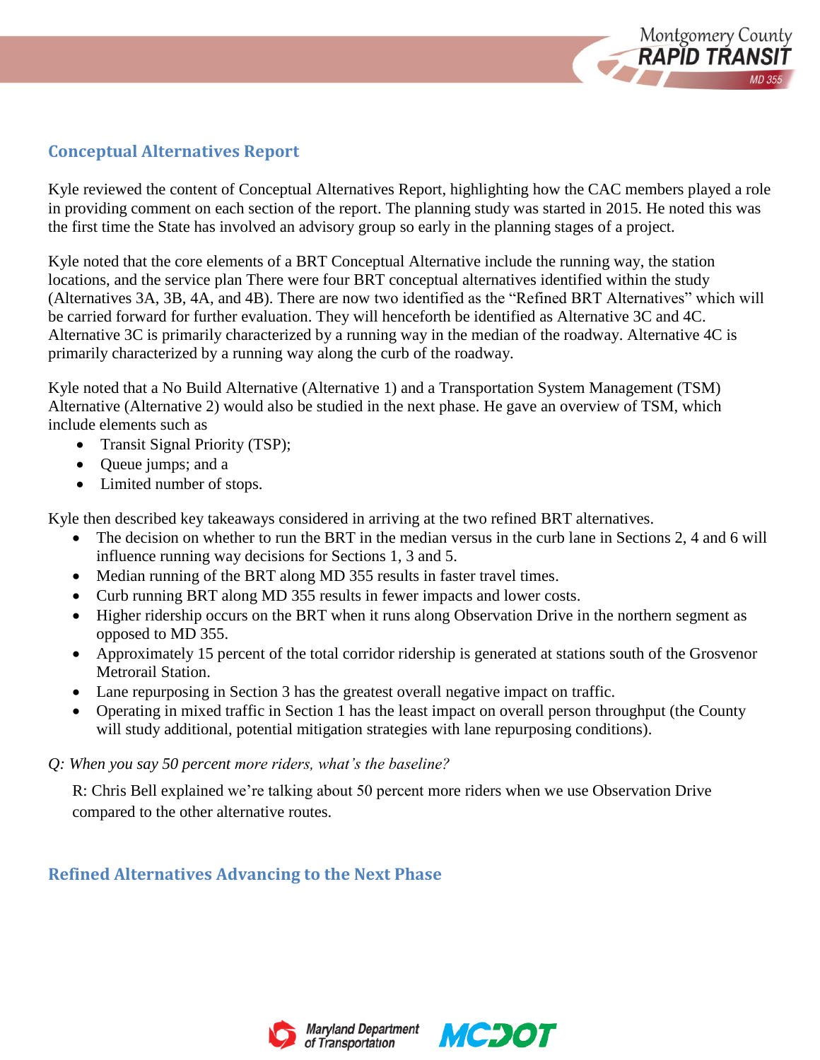## Conceptual Alternatives Report

Kyle reviewed the content of Conceptual Alternatives Report, highlighting how the CAC members played a role in providing comment on each section of the report. The planning study was started in 2015. He noted this was the first time the State has involved an advisory group so early in the planning stages of a project.

Kyle noted that the core elements of a BRT Conceptual Alternative include the running way, the station locations, and the service plan There were four BRT conceptual alternatives identified within the study (Alternatives 3A, 3B, 4A, and 4B). There are now two identified as the "Refined BRT Alternatives" which will be carried forward for further evaluation. They will henceforth be identified as Alternative 3C and 4C. Alternative 3C is primarily characterized by a running way in the median of the roadway. Alternative 4C is primarily characterized by a running way along the curb of the roadway.

Kyle noted that a No Build Alternative (Alternative 1) and a Transportation System Management (TSM) Alternative (Alternative 2) would also be studied in the next phase. He gave an overview of TSM, which include elements such as

- Transit Signal Priority (TSP);
- Queue jumps; and a
- Limited number of stops.

Kyle then described key takeaways considered in arriving at the two refined BRT alternatives.

- The decision on whether to run the BRT in the median versus in the curb lane in Sections 2, 4 and 6 will influence running way decisions for Sections 1, 3 and 5.
- Median running of the BRT along MD 355 results in faster travel times.
- Curb running BRT along MD 355 results in fewer impacts and lower costs.
- Higher ridership occurs on the BRT when it runs along Observation Drive in the northern segment as opposed to MD 355.
- Approximately 15 percent of the total corridor ridership is generated at stations south of the Grosvenor Metrorail Station.
- Lane repurposing in Section 3 has the greatest overall negative impact on traffic.
- Operating in mixed traffic in Section 1 has the least impact on overall person throughput (the County will study additional, potential mitigation strategies with lane repurposing conditions).

*Q: When you say 50 percent more riders, what's the baseline?*

R: Chris Bell explained we're talking about 50 percent more riders when we use Observation Drive compared to the other alternative routes.

## Refined Alternatives Advancing to the Next Phase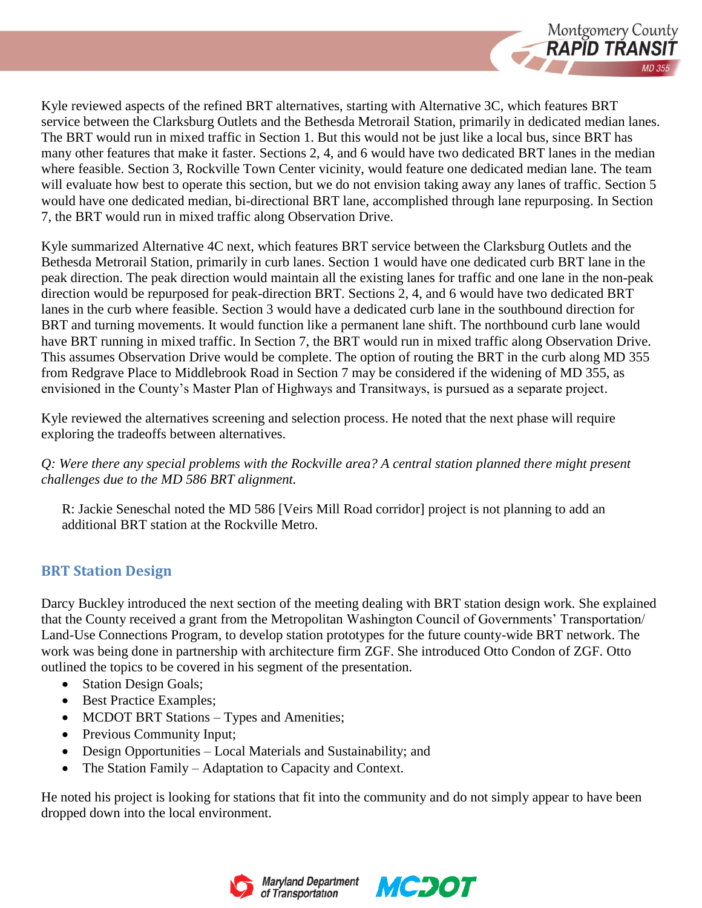Kyle reviewed aspects of the refined BRT alternatives, starting with Alternative 3C, which features BRT service between the Clarksburg Outlets and the Bethesda Metrorail Station, primarily in dedicated median lanes. The BRT would run in mixed traffic in Section 1. But this would not be just like a local bus, since BRT has many other features that make it faster. Sections 2, 4, and 6 would have two dedicated BRT lanes in the median where feasible. Section 3, Rockville Town Center vicinity, would feature one dedicated median lane. The team will evaluate how best to operate this section, but we do not envision taking away any lanes of traffic. Section 5 would have one dedicated median, bi-directional BRT lane, accomplished through lane repurposing. In Section 7, the BRT would run in mixed traffic along Observation Drive.

Kyle summarized Alternative 4C next, which features BRT service between the Clarksburg Outlets and the Bethesda Metrorail Station, primarily in curb lanes. Section 1 would have one dedicated curb BRT lane in the peak direction. The peak direction would maintain all the existing lanes for traffic and one lane in the non-peak direction would be repurposed for peak-direction BRT. Sections 2, 4, and 6 would have two dedicated BRT lanes in the curb where feasible. Section 3 would have a dedicated curb lane in the southbound direction for BRT and turning movements. It would function like a permanent lane shift. The northbound curb lane would have BRT running in mixed traffic. In Section 7, the BRT would run in mixed traffic along Observation Drive. This assumes Observation Drive would be complete. The option of routing the BRT in the curb along MD 355 from Redgrave Place to Middlebrook Road in Section 7 may be considered if the widening of MD 355, as envisioned in the County's Master Plan of Highways and Transitways, is pursued as a separate project.

Kyle reviewed the alternatives screening and selection process. He noted that the next phase will require exploring the tradeoffs between alternatives.

*Q: Were there any special problems with the Rockville area? A central station planned there might present challenges due to the MD 586 BRT alignment.*

> R: Jackie Seneschal noted the MD 586 [Veirs Mill Road corridor] project is not planning to add an additional BRT station at the Rockville Metro.

## BRT Station Design

Darcy Buckley introduced the next section of the meeting dealing with BRT station design work. She explained that the County received a grant from the Metropolitan Washington Council of Governments' Transportation/ Land-Use Connections Program, to develop station prototypes for the future county-wide BRT network. The work was being done in partnership with architecture firm ZGF. She introduced Otto Condon of ZGF. Otto outlined the topics to be covered in his segment of the presentation.

- Station Design Goals;
- Best Practice Examples;
- MCDOT BRT Stations – Types and Amenities;
- Previous Community Input;
- Design Opportunities – Local Materials and Sustainability; and
- The Station Family – Adaptation to Capacity and Context.

He noted his project is looking for stations that fit into the community and do not simply appear to have been dropped down into the local environment.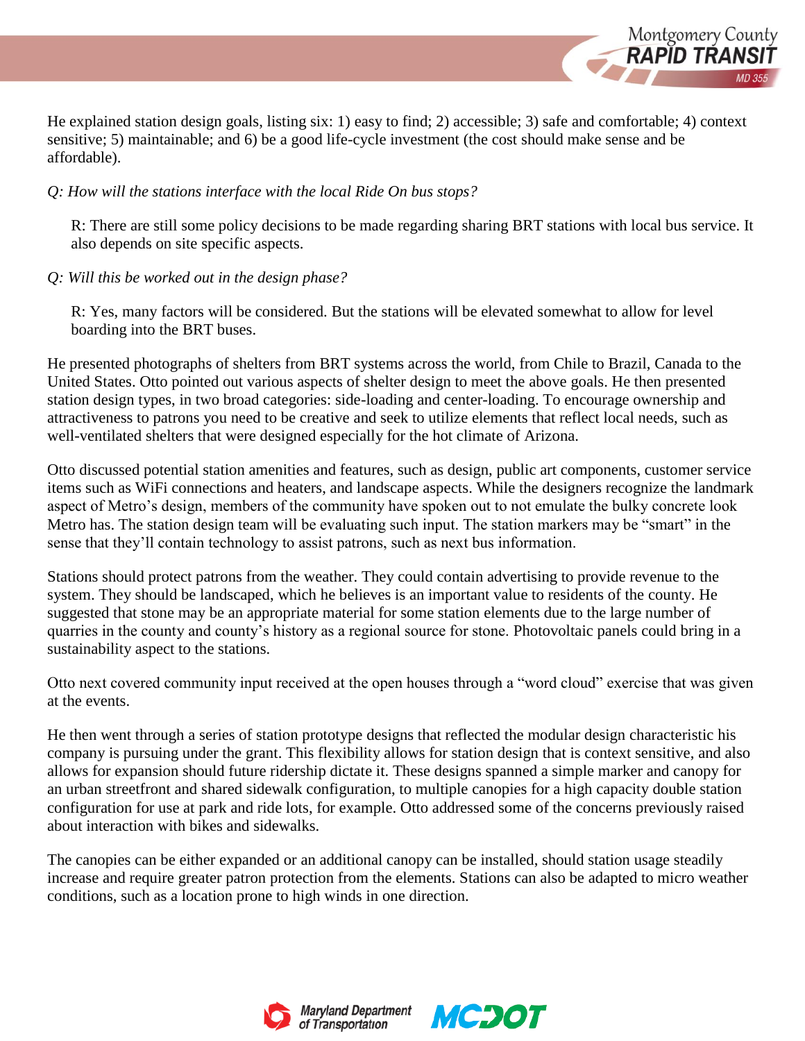He explained station design goals, listing six: 1) easy to find; 2) accessible; 3) safe and comfortable; 4) context sensitive; 5) maintainable; and 6) be a good life-cycle investment (the cost should make sense and be affordable).

*Q: How will the stations interface with the local Ride On bus stops?*

> R: There are still some policy decisions to be made regarding sharing BRT stations with local bus service. It also depends on site specific aspects.

*Q: Will this be worked out in the design phase?*

> R: Yes, many factors will be considered. But the stations will be elevated somewhat to allow for level boarding into the BRT buses.

He presented photographs of shelters from BRT systems across the world, from Chile to Brazil, Canada to the United States. Otto pointed out various aspects of shelter design to meet the above goals. He then presented station design types, in two broad categories: side-loading and center-loading. To encourage ownership and attractiveness to patrons you need to be creative and seek to utilize elements that reflect local needs, such as well-ventilated shelters that were designed especially for the hot climate of Arizona.

Otto discussed potential station amenities and features, such as design, public art components, customer service items such as WiFi connections and heaters, and landscape aspects. While the designers recognize the landmark aspect of Metro's design, members of the community have spoken out to not emulate the bulky concrete look Metro has. The station design team will be evaluating such input. The station markers may be "smart" in the sense that they'll contain technology to assist patrons, such as next bus information.

Stations should protect patrons from the weather. They could contain advertising to provide revenue to the system. They should be landscaped, which he believes is an important value to residents of the county. He suggested that stone may be an appropriate material for some station elements due to the large number of quarries in the county and county's history as a regional source for stone. Photovoltaic panels could bring in a sustainability aspect to the stations.

Otto next covered community input received at the open houses through a "word cloud" exercise that was given at the events.

He then went through a series of station prototype designs that reflected the modular design characteristic his company is pursuing under the grant. This flexibility allows for station design that is context sensitive, and also allows for expansion should future ridership dictate it. These designs spanned a simple marker and canopy for an urban streetfront and shared sidewalk configuration, to multiple canopies for a high capacity double station configuration for use at park and ride lots, for example. Otto addressed some of the concerns previously raised about interaction with bikes and sidewalks.

The canopies can be either expanded or an additional canopy can be installed, should station usage steadily increase and require greater patron protection from the elements. Stations can also be adapted to micro weather conditions, such as a location prone to high winds in one direction.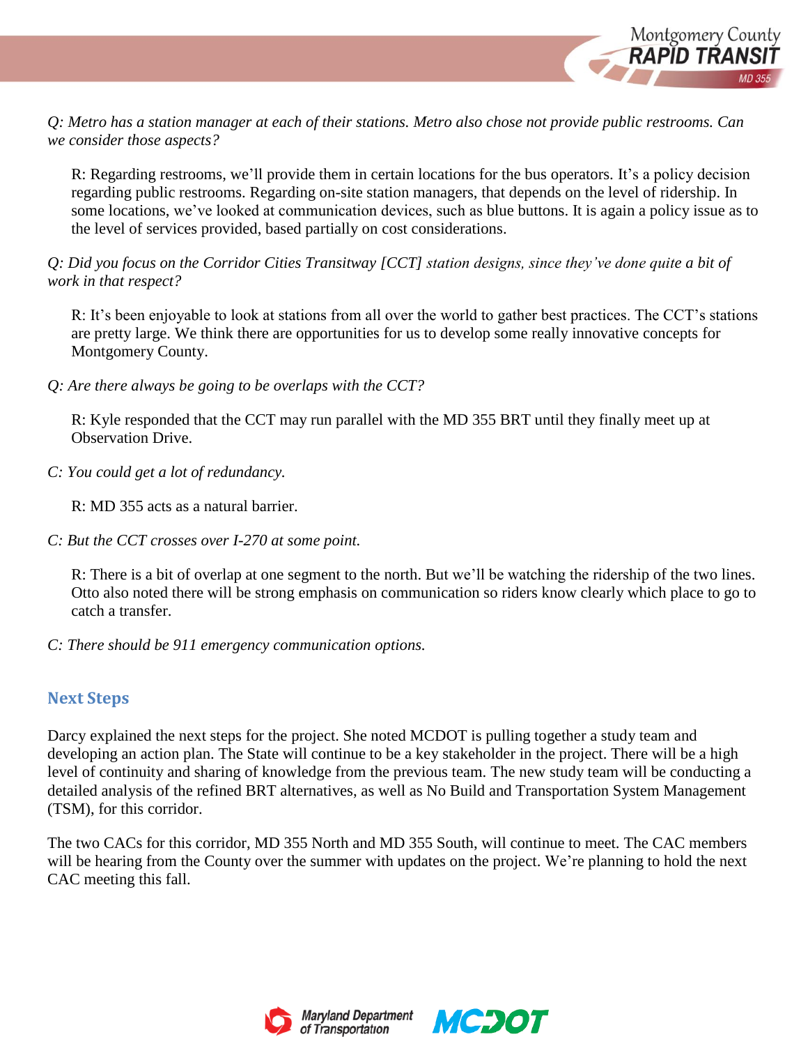*Q: Metro has a station manager at each of their stations. Metro also chose not provide public restrooms. Can we consider those aspects?*

R: Regarding restrooms, we'll provide them in certain locations for the bus operators. It's a policy decision regarding public restrooms. Regarding on-site station managers, that depends on the level of ridership. In some locations, we've looked at communication devices, such as blue buttons. It is again a policy issue as to the level of services provided, based partially on cost considerations.

*Q: Did you focus on the Corridor Cities Transitway [CCT] station designs, since they've done quite a bit of work in that respect?*

R: It's been enjoyable to look at stations from all over the world to gather best practices. The CCT's stations are pretty large. We think there are opportunities for us to develop some really innovative concepts for Montgomery County.

*Q: Are there always be going to be overlaps with the CCT?*

R: Kyle responded that the CCT may run parallel with the MD 355 BRT until they finally meet up at Observation Drive.

*C: You could get a lot of redundancy.*

R: MD 355 acts as a natural barrier.

*C: But the CCT crosses over I-270 at some point.*

R: There is a bit of overlap at one segment to the north. But we'll be watching the ridership of the two lines. Otto also noted there will be strong emphasis on communication so riders know clearly which place to go to catch a transfer.

*C: There should be 911 emergency communication options.*

## Next Steps

Darcy explained the next steps for the project. She noted MCDOT is pulling together a study team and developing an action plan. The State will continue to be a key stakeholder in the project. There will be a high level of continuity and sharing of knowledge from the previous team. The new study team will be conducting a detailed analysis of the refined BRT alternatives, as well as No Build and Transportation System Management (TSM), for this corridor.

The two CACs for this corridor, MD 355 North and MD 355 South, will continue to meet. The CAC members will be hearing from the County over the summer with updates on the project. We're planning to hold the next CAC meeting this fall.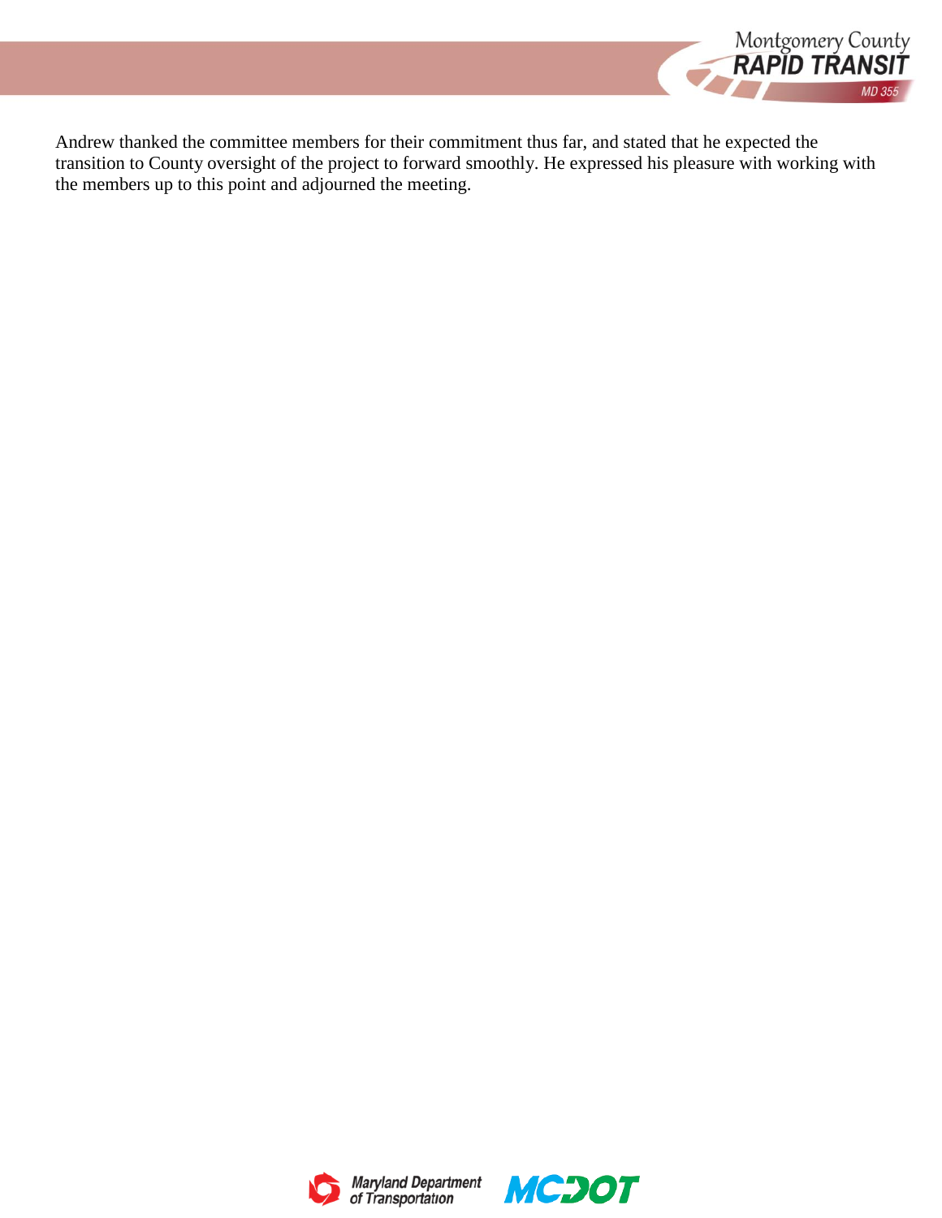Andrew thanked the committee members for their commitment thus far, and stated that he expected the transition to County oversight of the project to forward smoothly. He expressed his pleasure with working with the members up to this point and adjourned the meeting.